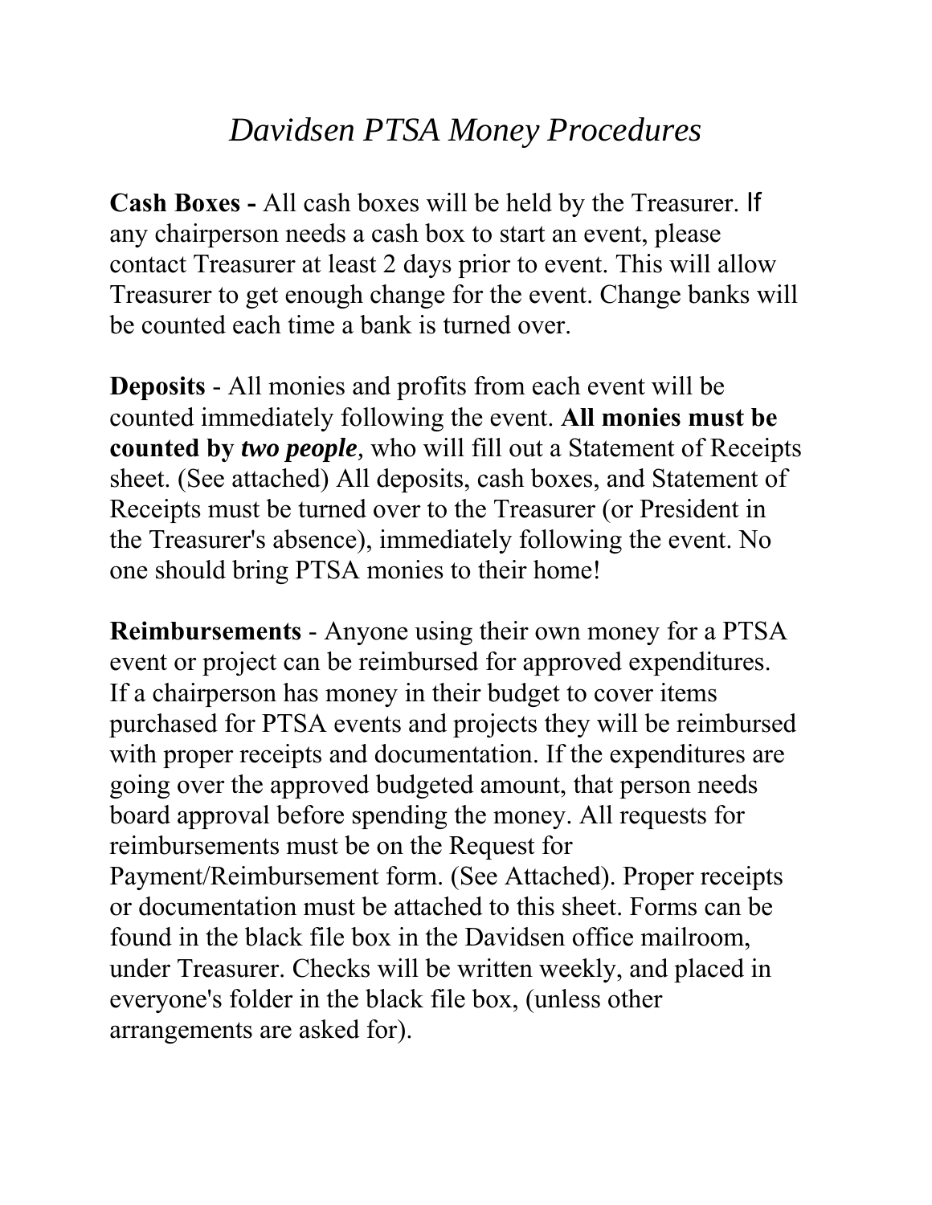# *Davidsen PTSA Money Procedures*

**Cash Boxes -** All cash boxes will be held by the Treasurer. If any chairperson needs a cash box to start an event, please contact Treasurer at least 2 days prior to event. This will allow Treasurer to get enough change for the event. Change banks will be counted each time a bank is turned over.

**Deposits** - All monies and profits from each event will be counted immediately following the event. **All monies must be counted by *two people***, who will fill out a Statement of Receipts sheet. (See attached) All deposits, cash boxes, and Statement of Receipts must be turned over to the Treasurer (or President in the Treasurer's absence), immediately following the event. No one should bring PTSA monies to their home!

**Reimbursements** - Anyone using their own money for a PTSA event or project can be reimbursed for approved expenditures. If a chairperson has money in their budget to cover items purchased for PTSA events and projects they will be reimbursed with proper receipts and documentation. If the expenditures are going over the approved budgeted amount, that person needs board approval before spending the money. All requests for reimbursements must be on the Request for Payment/Reimbursement form. (See Attached). Proper receipts or documentation must be attached to this sheet. Forms can be found in the black file box in the Davidsen office mailroom, under Treasurer. Checks will be written weekly, and placed in everyone's folder in the black file box, (unless other arrangements are asked for).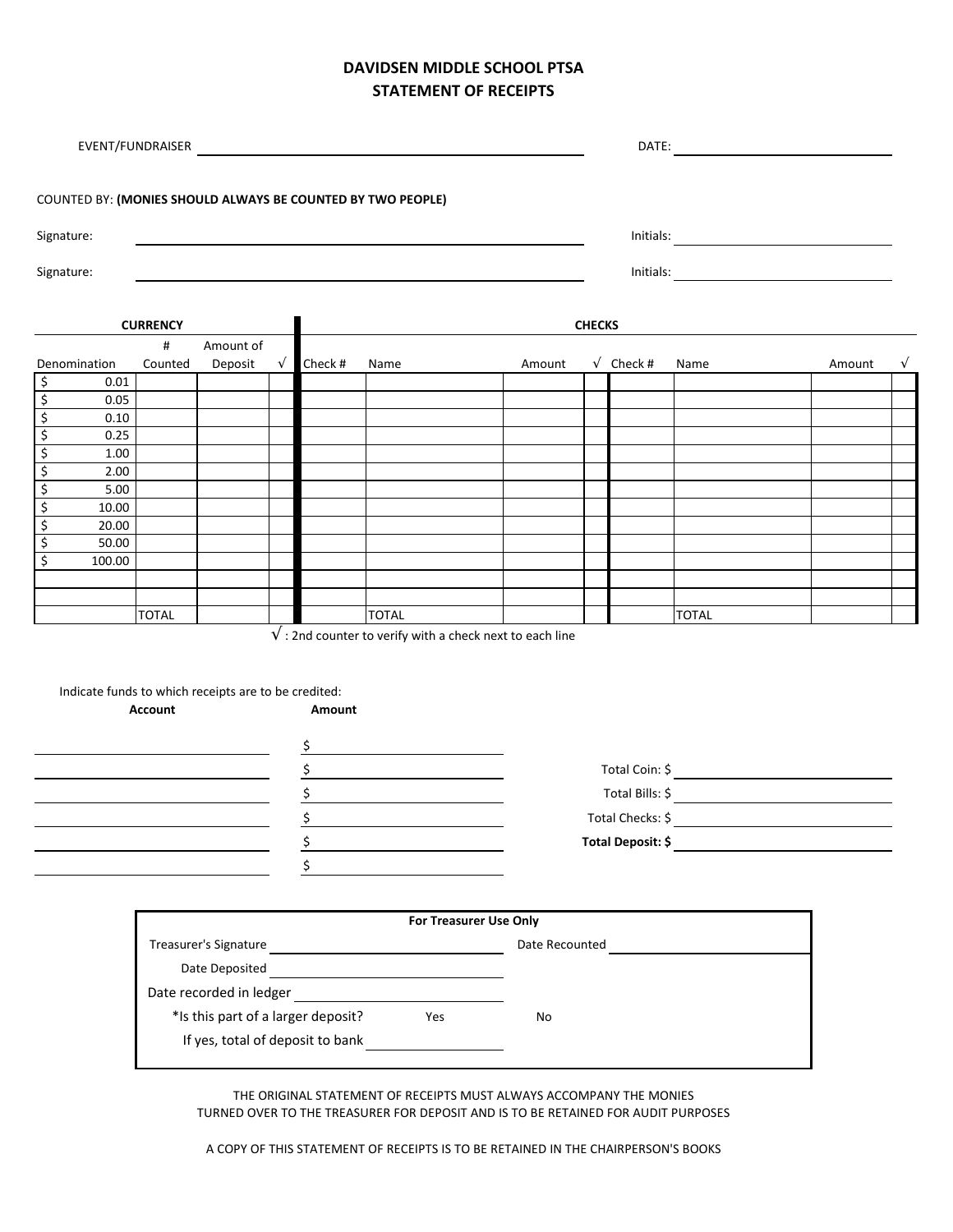# DAVIDSEN MIDDLE SCHOOL PTSA
## STATEMENT OF RECEIPTS

EVENT/FUNDRAISER ____________________ DATE: ____________________

COUNTED BY: **(MONIES SHOULD ALWAYS BE COUNTED BY TWO PEOPLE)**

Signature: ____________________ Initials: ____________________

Signature: ____________________ Initials: ____________________

| CURRENCY | | | | CHECKS | | | | | | | |
|---|---|---|---|---|---|---|---|---|---|---|---|
| Denomination | # Counted | Amount of Deposit | √ | Check # | Name | Amount | √ | Check # | Name | Amount | √ |
| $ 0.01 | | | | | | | | | | | |
| $ 0.05 | | | | | | | | | | | |
| $ 0.10 | | | | | | | | | | | |
| $ 0.25 | | | | | | | | | | | |
| $ 1.00 | | | | | | | | | | | |
| $ 2.00 | | | | | | | | | | | |
| $ 5.00 | | | | | | | | | | | |
| $ 10.00 | | | | | | | | | | | |
| $ 20.00 | | | | | | | | | | | |
| $ 50.00 | | | | | | | | | | | |
| $ 100.00 | | | | | | | | | | | |
| | | | | | | | | | | | |
| | | | | | | | | | | | |
| | TOTAL | | | | TOTAL | | | | TOTAL | | |

√ : 2nd counter to verify with a check next to each line

Indicate funds to which receipts are to be credited:

| Account | Amount |
|---|---|
| | $ |
| | $ |
| | $ |
| | $ |
| | $ |
| | $ |

Total Coin: $ ____________________

Total Bills: $ ____________________

Total Checks: $ ____________________

**Total Deposit: $** ____________________

**For Treasurer Use Only**

Treasurer's Signature ____________________ Date Recounted ____________________

Date Deposited ____________________

Date recorded in ledger ____________________

*Is this part of a larger deposit? Yes No

If yes, total of deposit to bank ____________________

THE ORIGINAL STATEMENT OF RECEIPTS MUST ALWAYS ACCOMPANY THE MONIES TURNED OVER TO THE TREASURER FOR DEPOSIT AND IS TO BE RETAINED FOR AUDIT PURPOSES

A COPY OF THIS STATEMENT OF RECEIPTS IS TO BE RETAINED IN THE CHAIRPERSON'S BOOKS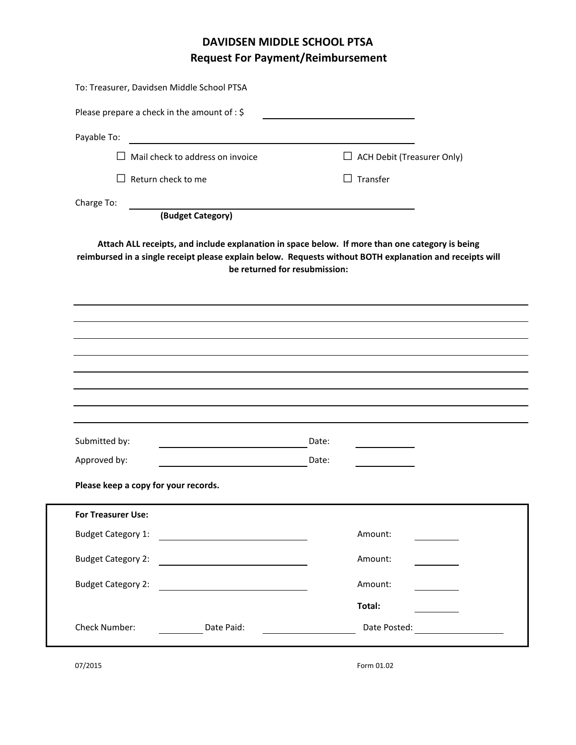# DAVIDSEN MIDDLE SCHOOL PTSA
## Request For Payment/Reimbursement

To: Treasurer, Davidsen Middle School PTSA

Please prepare a check in the amount of : $ ____________________

Payable To: ______________________________

☐ Mail check to address on invoice ☐ ACH Debit (Treasurer Only)

☐ Return check to me ☐ Transfer

Charge To: ______________________________
**(Budget Category)**

**Attach ALL receipts, and include explanation in space below. If more than one category is being reimbursed in a single receipt please explain below. Requests without BOTH explanation and receipts will be returned for resubmission:**

_______________________________________________

_______________________________________________

_______________________________________________

_______________________________________________

_______________________________________________

_______________________________________________

_______________________________________________

_______________________________________________

Submitted by: ____________________ Date: __________

Approved by: ____________________ Date: __________

**Please keep a copy for your records.**

**For Treasurer Use:**

Budget Category 1: ____________________ Amount: __________

Budget Category 2: ____________________ Amount: __________

Budget Category 2: ____________________ Amount: __________

**Total:** __________

Check Number: __________ Date Paid: __________ Date Posted: __________

07/2015 Form 01.02